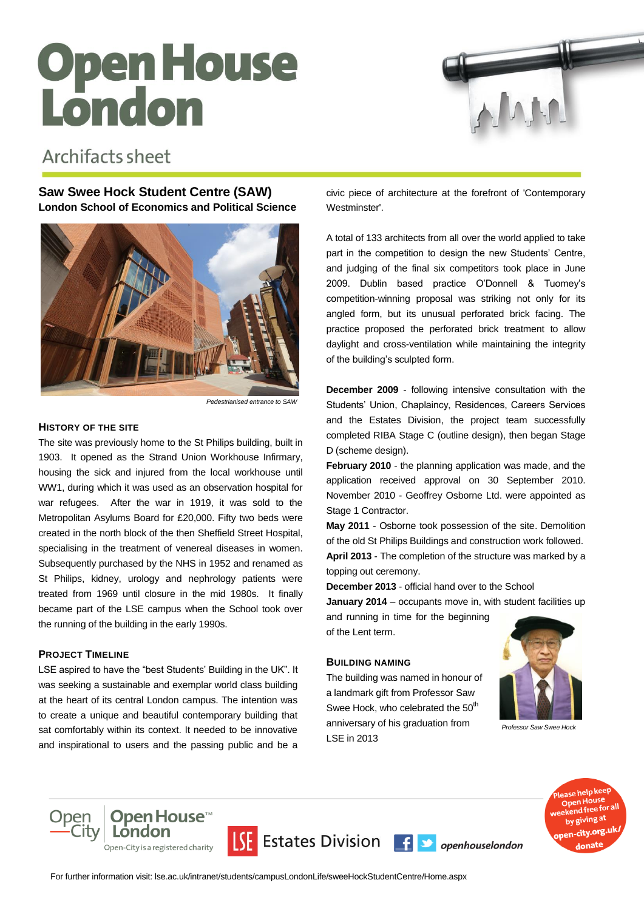# Open House London

## Archifacts sheet

## Saw Swee Hock Student Centre (SAW)

**London School of Economics and Political Science**

*Pedestrianised entrance to SAW*

### HISTORY OF THE SITE

The site was previously home to the St Philips building, built in 1903. It opened as the Strand Union Workhouse Infirmary, housing the sick and injured from the local workhouse until WW1, during which it was used as an observation hospital for war refugees. After the war in 1919, it was sold to the Metropolitan Asylums Board for £20,000. Fifty two beds were created in the north block of the then Sheffield Street Hospital, specialising in the treatment of venereal diseases in women. Subsequently purchased by the NHS in 1952 and renamed as St Philips, kidney, urology and nephrology patients were treated from 1969 until closure in the mid 1980s. It finally became part of the LSE campus when the School took over the running of the building in the early 1990s.

### PROJECT TIMELINE

LSE aspired to have the "best Students' Building in the UK". It was seeking a sustainable and exemplar world class building at the heart of its central London campus. The intention was to create a unique and beautiful contemporary building that sat comfortably within its context. It needed to be innovative and inspirational to users and the passing public and be a civic piece of architecture at the forefront of 'Contemporary Westminster'.

A total of 133 architects from all over the world applied to take part in the competition to design the new Students' Centre, and judging of the final six competitors took place in June 2009. Dublin based practice O'Donnell & Tuomey's competition-winning proposal was striking not only for its angled form, but its unusual perforated brick facing. The practice proposed the perforated brick treatment to allow daylight and cross-ventilation while maintaining the integrity of the building's sculpted form.

**December 2009** - following intensive consultation with the Students' Union, Chaplaincy, Residences, Careers Services and the Estates Division, the project team successfully completed RIBA Stage C (outline design), then began Stage D (scheme design).

**February 2010** - the planning application was made, and the application received approval on 30 September 2010. November 2010 - Geoffrey Osborne Ltd. were appointed as Stage 1 Contractor.

**May 2011** - Osborne took possession of the site. Demolition of the old St Philips Buildings and construction work followed.

**April 2013** - The completion of the structure was marked by a topping out ceremony.

**December 2013** - official hand over to the School

**January 2014** – occupants move in, with student facilities up and running in time for the beginning of the Lent term.

### BUILDING NAMING

The building was named in honour of a landmark gift from Professor Saw Swee Hock, who celebrated the 50th anniversary of his graduation from LSE in 2013

*Professor Saw Swee Hock*

Open City | Open House London™ — Open-City is a registered charity

LSE Estates Division | openhouselondon

Please help keep Open House weekend free for all by giving at open-city.org.uk/donate

For further information visit: lse.ac.uk/intranet/students/campusLondonLife/sweeHockStudentCentre/Home.aspx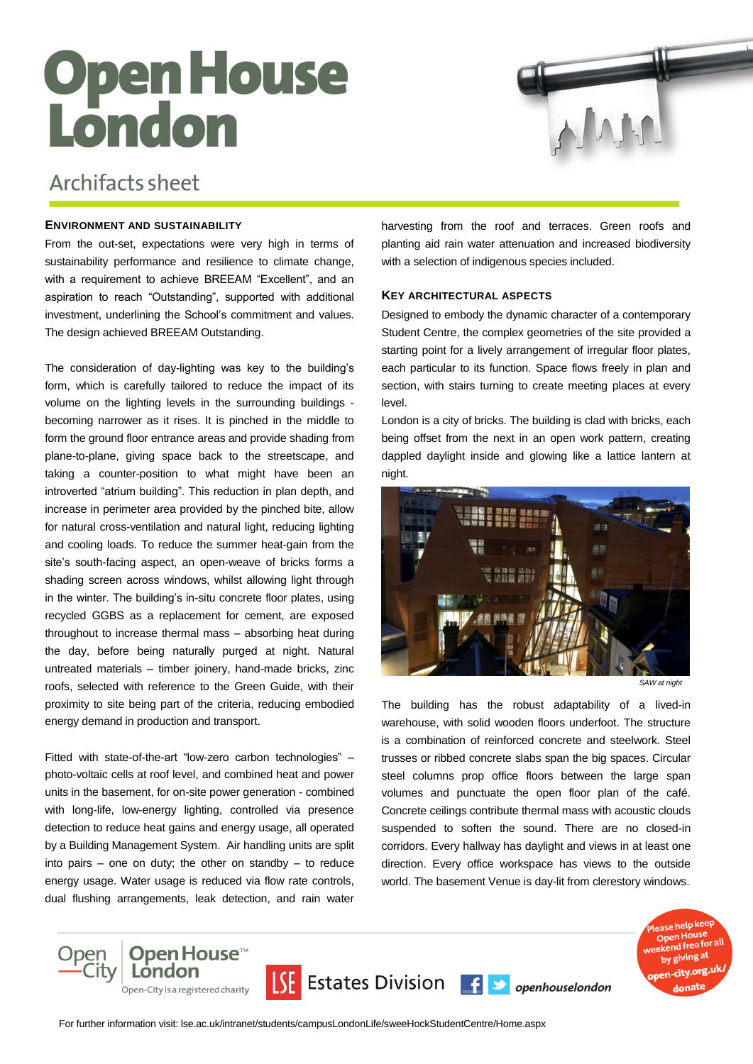# Open House London

## Archifacts sheet

### ENVIRONMENT AND SUSTAINABILITY

From the out-set, expectations were very high in terms of sustainability performance and resilience to climate change, with a requirement to achieve BREEAM "Excellent", and an aspiration to reach "Outstanding", supported with additional investment, underlining the School's commitment and values. The design achieved BREEAM Outstanding.

The consideration of day-lighting was key to the building's form, which is carefully tailored to reduce the impact of its volume on the lighting levels in the surrounding buildings - becoming narrower as it rises. It is pinched in the middle to form the ground floor entrance areas and provide shading from plane-to-plane, giving space back to the streetscape, and taking a counter-position to what might have been an introverted "atrium building". This reduction in plan depth, and increase in perimeter area provided by the pinched bite, allow for natural cross-ventilation and natural light, reducing lighting and cooling loads. To reduce the summer heat-gain from the site's south-facing aspect, an open-weave of bricks forms a shading screen across windows, whilst allowing light through in the winter. The building's in-situ concrete floor plates, using recycled GGBS as a replacement for cement, are exposed throughout to increase thermal mass – absorbing heat during the day, before being naturally purged at night. Natural untreated materials – timber joinery, hand-made bricks, zinc roofs, selected with reference to the Green Guide, with their proximity to site being part of the criteria, reducing embodied energy demand in production and transport.

Fitted with state-of-the-art "low-zero carbon technologies" – photo-voltaic cells at roof level, and combined heat and power units in the basement, for on-site power generation - combined with long-life, low-energy lighting, controlled via presence detection to reduce heat gains and energy usage, all operated by a Building Management System. Air handling units are split into pairs – one on duty; the other on standby – to reduce energy usage. Water usage is reduced via flow rate controls, dual flushing arrangements, leak detection, and rain water harvesting from the roof and terraces. Green roofs and planting aid rain water attenuation and increased biodiversity with a selection of indigenous species included.

### KEY ARCHITECTURAL ASPECTS

Designed to embody the dynamic character of a contemporary Student Centre, the complex geometries of the site provided a starting point for a lively arrangement of irregular floor plates, each particular to its function. Space flows freely in plan and section, with stairs turning to create meeting places at every level.

London is a city of bricks. The building is clad with bricks, each being offset from the next in an open work pattern, creating dappled daylight inside and glowing like a lattice lantern at night.

*SAW at night*

The building has the robust adaptability of a lived-in warehouse, with solid wooden floors underfoot. The structure is a combination of reinforced concrete and steelwork. Steel trusses or ribbed concrete slabs span the big spaces. Circular steel columns prop office floors between the large span volumes and punctuate the open floor plan of the café. Concrete ceilings contribute thermal mass with acoustic clouds suspended to soften the sound. There are no closed-in corridors. Every hallway has daylight and views in at least one direction. Every office workspace has views to the outside world. The basement Venue is day-lit from clerestory windows.

Open City | Open House London™ — Open-City is a registered charity

LSE Estates Division

openhouselondon

Please help keep Open House weekend free for all by giving at open-city.org.uk/donate

For further information visit: lse.ac.uk/intranet/students/campusLondonLife/sweeHockStudentCentre/Home.aspx